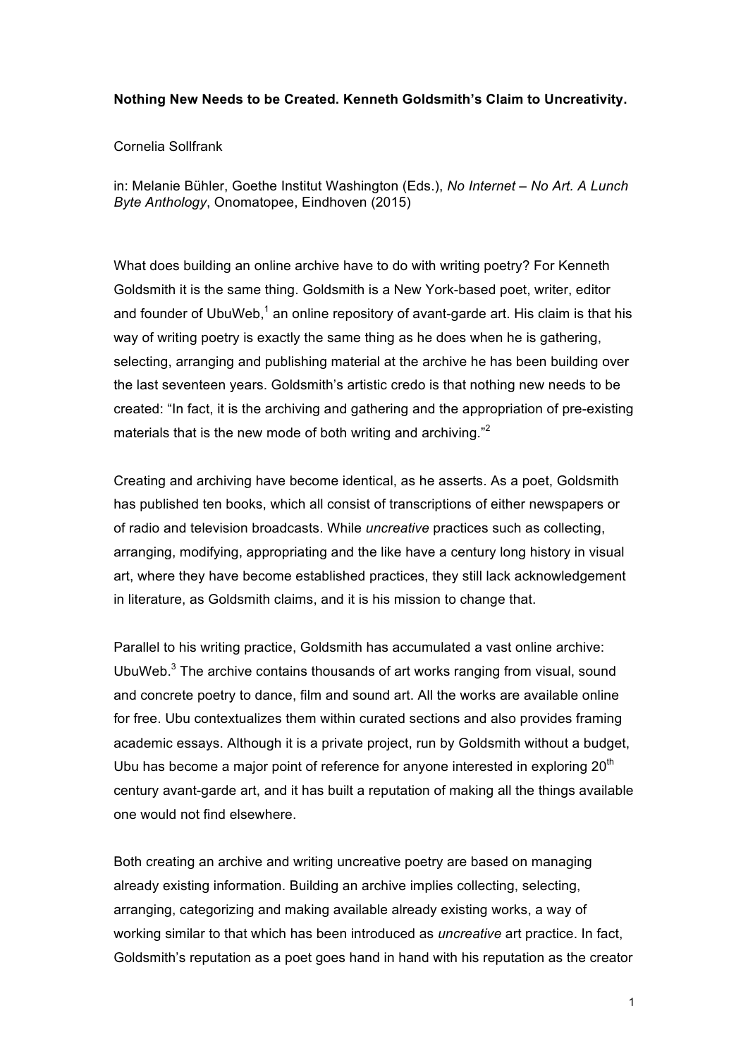**Nothing New Needs to be Created. Kenneth Goldsmith's Claim to Uncreativity.**

Cornelia Sollfrank

in: Melanie Bühler, Goethe Institut Washington (Eds.), *No Internet – No Art. A Lunch Byte Anthology*, Onomatopee, Eindhoven (2015)

What does building an online archive have to do with writing poetry? For Kenneth Goldsmith it is the same thing. Goldsmith is a New York-based poet, writer, editor and founder of UbuWeb,[1] an online repository of avant-garde art. His claim is that his way of writing poetry is exactly the same thing as he does when he is gathering, selecting, arranging and publishing material at the archive he has been building over the last seventeen years. Goldsmith's artistic credo is that nothing new needs to be created: "In fact, it is the archiving and gathering and the appropriation of pre-existing materials that is the new mode of both writing and archiving."[2]

Creating and archiving have become identical, as he asserts. As a poet, Goldsmith has published ten books, which all consist of transcriptions of either newspapers or of radio and television broadcasts. While *uncreative* practices such as collecting, arranging, modifying, appropriating and the like have a century long history in visual art, where they have become established practices, they still lack acknowledgement in literature, as Goldsmith claims, and it is his mission to change that.

Parallel to his writing practice, Goldsmith has accumulated a vast online archive: UbuWeb.[3] The archive contains thousands of art works ranging from visual, sound and concrete poetry to dance, film and sound art. All the works are available online for free. Ubu contextualizes them within curated sections and also provides framing academic essays. Although it is a private project, run by Goldsmith without a budget, Ubu has become a major point of reference for anyone interested in exploring 20th century avant-garde art, and it has built a reputation of making all the things available one would not find elsewhere.

Both creating an archive and writing uncreative poetry are based on managing already existing information. Building an archive implies collecting, selecting, arranging, categorizing and making available already existing works, a way of working similar to that which has been introduced as *uncreative* art practice. In fact, Goldsmith's reputation as a poet goes hand in hand with his reputation as the creator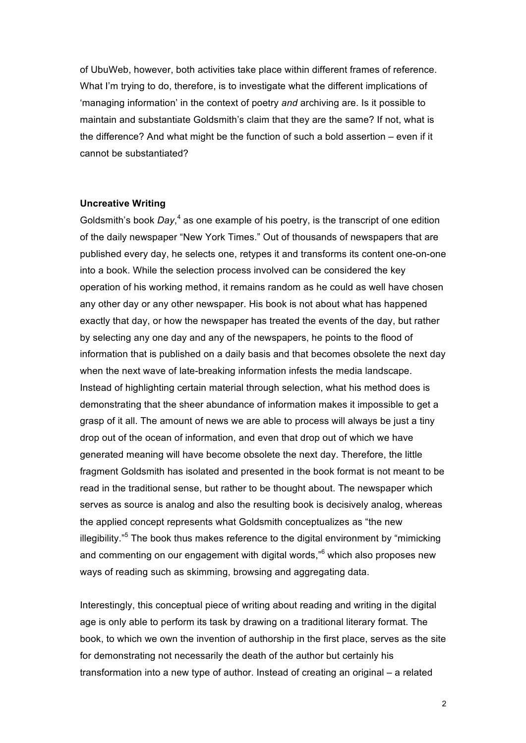of UbuWeb, however, both activities take place within different frames of reference. What I'm trying to do, therefore, is to investigate what the different implications of 'managing information' in the context of poetry *and* archiving are. Is it possible to maintain and substantiate Goldsmith's claim that they are the same? If not, what is the difference? And what might be the function of such a bold assertion – even if it cannot be substantiated?

## Uncreative Writing

Goldsmith's book *Day*,[4] as one example of his poetry, is the transcript of one edition of the daily newspaper "New York Times." Out of thousands of newspapers that are published every day, he selects one, retypes it and transforms its content one-on-one into a book. While the selection process involved can be considered the key operation of his working method, it remains random as he could as well have chosen any other day or any other newspaper. His book is not about what has happened exactly that day, or how the newspaper has treated the events of the day, but rather by selecting any one day and any of the newspapers, he points to the flood of information that is published on a daily basis and that becomes obsolete the next day when the next wave of late-breaking information infests the media landscape. Instead of highlighting certain material through selection, what his method does is demonstrating that the sheer abundance of information makes it impossible to get a grasp of it all. The amount of news we are able to process will always be just a tiny drop out of the ocean of information, and even that drop out of which we have generated meaning will have become obsolete the next day. Therefore, the little fragment Goldsmith has isolated and presented in the book format is not meant to be read in the traditional sense, but rather to be thought about. The newspaper which serves as source is analog and also the resulting book is decisively analog, whereas the applied concept represents what Goldsmith conceptualizes as "the new illegibility."[5] The book thus makes reference to the digital environment by "mimicking and commenting on our engagement with digital words,"[6] which also proposes new ways of reading such as skimming, browsing and aggregating data.

Interestingly, this conceptual piece of writing about reading and writing in the digital age is only able to perform its task by drawing on a traditional literary format. The book, to which we own the invention of authorship in the first place, serves as the site for demonstrating not necessarily the death of the author but certainly his transformation into a new type of author. Instead of creating an original – a related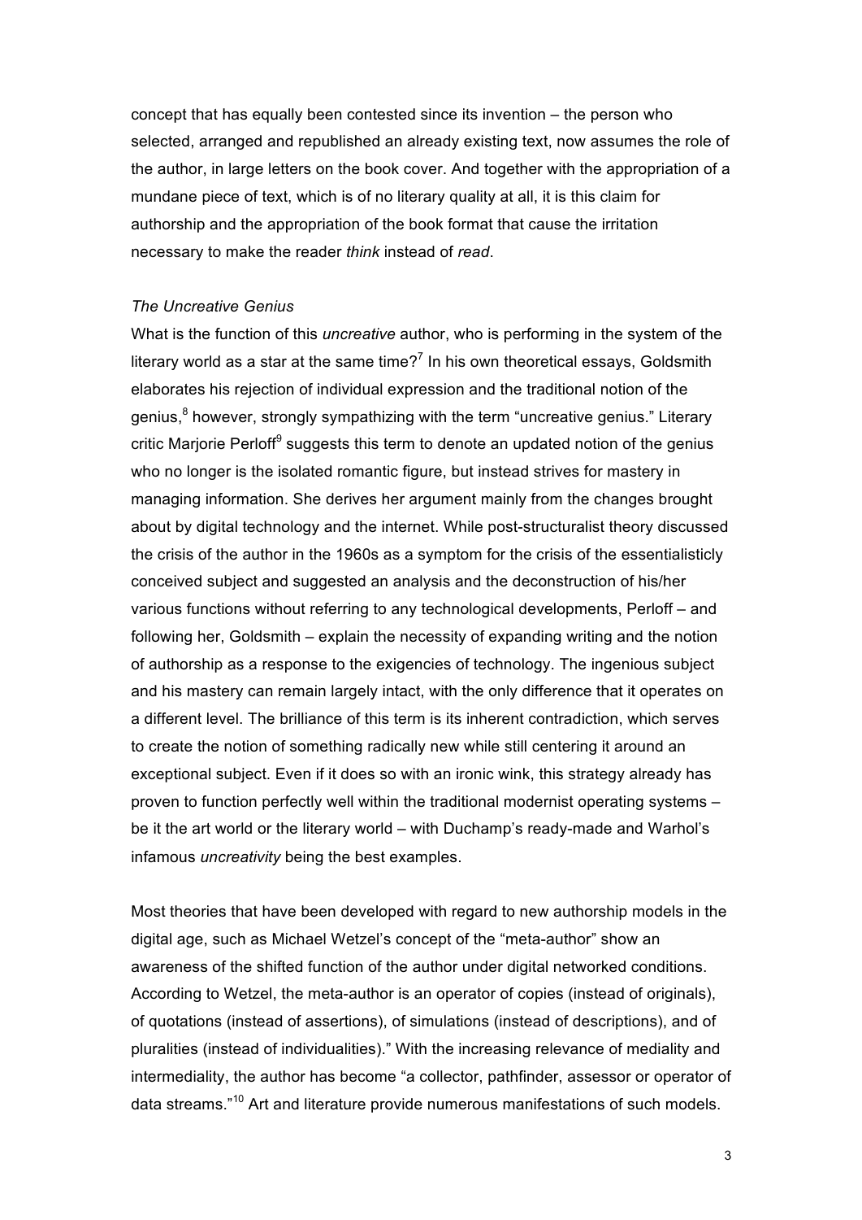concept that has equally been contested since its invention – the person who selected, arranged and republished an already existing text, now assumes the role of the author, in large letters on the book cover. And together with the appropriation of a mundane piece of text, which is of no literary quality at all, it is this claim for authorship and the appropriation of the book format that cause the irritation necessary to make the reader *think* instead of *read*.

*The Uncreative Genius*

What is the function of this *uncreative* author, who is performing in the system of the literary world as a star at the same time?[7] In his own theoretical essays, Goldsmith elaborates his rejection of individual expression and the traditional notion of the genius,[8] however, strongly sympathizing with the term "uncreative genius." Literary critic Marjorie Perloff[9] suggests this term to denote an updated notion of the genius who no longer is the isolated romantic figure, but instead strives for mastery in managing information. She derives her argument mainly from the changes brought about by digital technology and the internet. While post-structuralist theory discussed the crisis of the author in the 1960s as a symptom for the crisis of the essentialisticly conceived subject and suggested an analysis and the deconstruction of his/her various functions without referring to any technological developments, Perloff – and following her, Goldsmith – explain the necessity of expanding writing and the notion of authorship as a response to the exigencies of technology. The ingenious subject and his mastery can remain largely intact, with the only difference that it operates on a different level. The brilliance of this term is its inherent contradiction, which serves to create the notion of something radically new while still centering it around an exceptional subject. Even if it does so with an ironic wink, this strategy already has proven to function perfectly well within the traditional modernist operating systems – be it the art world or the literary world – with Duchamp's ready-made and Warhol's infamous *uncreativity* being the best examples.

Most theories that have been developed with regard to new authorship models in the digital age, such as Michael Wetzel's concept of the "meta-author" show an awareness of the shifted function of the author under digital networked conditions. According to Wetzel, the meta-author is an operator of copies (instead of originals), of quotations (instead of assertions), of simulations (instead of descriptions), and of pluralities (instead of individualities)." With the increasing relevance of mediality and intermediality, the author has become "a collector, pathfinder, assessor or operator of data streams."[10] Art and literature provide numerous manifestations of such models.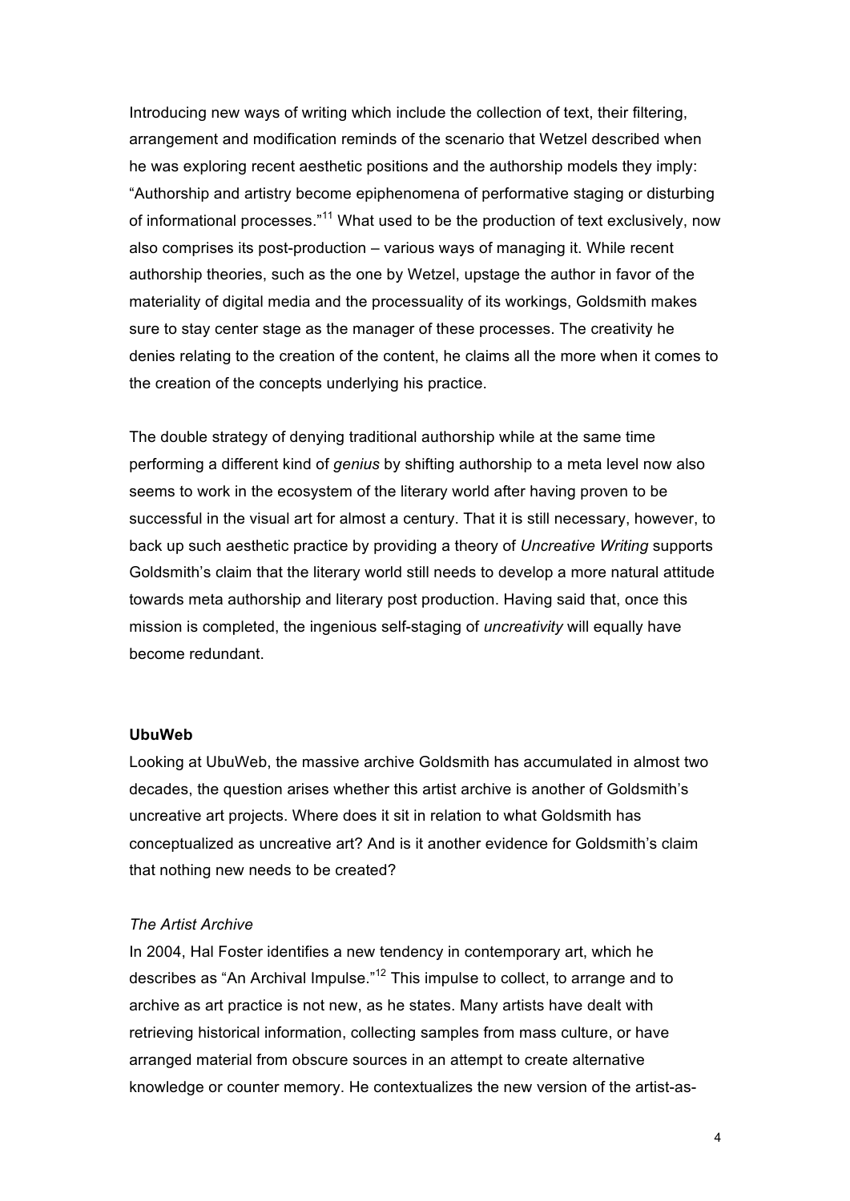Introducing new ways of writing which include the collection of text, their filtering, arrangement and modification reminds of the scenario that Wetzel described when he was exploring recent aesthetic positions and the authorship models they imply: "Authorship and artistry become epiphenomena of performative staging or disturbing of informational processes."[11] What used to be the production of text exclusively, now also comprises its post-production – various ways of managing it. While recent authorship theories, such as the one by Wetzel, upstage the author in favor of the materiality of digital media and the processuality of its workings, Goldsmith makes sure to stay center stage as the manager of these processes. The creativity he denies relating to the creation of the content, he claims all the more when it comes to the creation of the concepts underlying his practice.

The double strategy of denying traditional authorship while at the same time performing a different kind of *genius* by shifting authorship to a meta level now also seems to work in the ecosystem of the literary world after having proven to be successful in the visual art for almost a century. That it is still necessary, however, to back up such aesthetic practice by providing a theory of *Uncreative Writing* supports Goldsmith's claim that the literary world still needs to develop a more natural attitude towards meta authorship and literary post production. Having said that, once this mission is completed, the ingenious self-staging of *uncreativity* will equally have become redundant.

**UbuWeb**

Looking at UbuWeb, the massive archive Goldsmith has accumulated in almost two decades, the question arises whether this artist archive is another of Goldsmith's uncreative art projects. Where does it sit in relation to what Goldsmith has conceptualized as uncreative art? And is it another evidence for Goldsmith's claim that nothing new needs to be created?

*The Artist Archive*

In 2004, Hal Foster identifies a new tendency in contemporary art, which he describes as "An Archival Impulse."[12] This impulse to collect, to arrange and to archive as art practice is not new, as he states. Many artists have dealt with retrieving historical information, collecting samples from mass culture, or have arranged material from obscure sources in an attempt to create alternative knowledge or counter memory. He contextualizes the new version of the artist-as-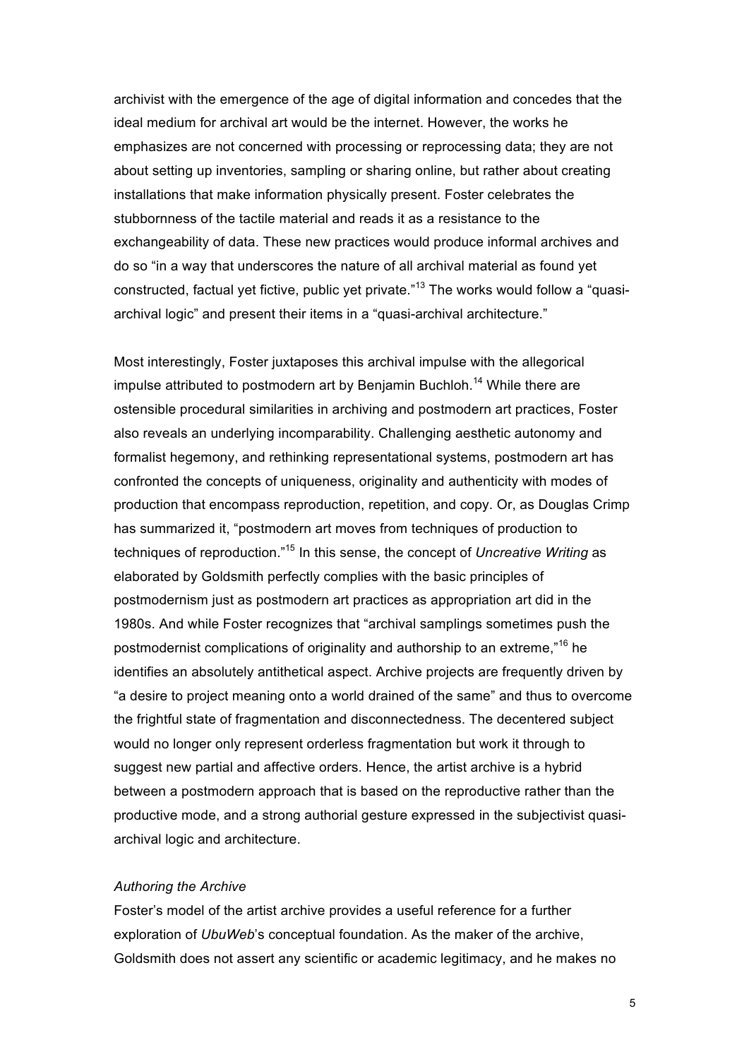archivist with the emergence of the age of digital information and concedes that the ideal medium for archival art would be the internet. However, the works he emphasizes are not concerned with processing or reprocessing data; they are not about setting up inventories, sampling or sharing online, but rather about creating installations that make information physically present. Foster celebrates the stubbornness of the tactile material and reads it as a resistance to the exchangeability of data. These new practices would produce informal archives and do so "in a way that underscores the nature of all archival material as found yet constructed, factual yet fictive, public yet private."[13] The works would follow a "quasi-archival logic" and present their items in a "quasi-archival architecture."

Most interestingly, Foster juxtaposes this archival impulse with the allegorical impulse attributed to postmodern art by Benjamin Buchloh.[14] While there are ostensible procedural similarities in archiving and postmodern art practices, Foster also reveals an underlying incomparability. Challenging aesthetic autonomy and formalist hegemony, and rethinking representational systems, postmodern art has confronted the concepts of uniqueness, originality and authenticity with modes of production that encompass reproduction, repetition, and copy. Or, as Douglas Crimp has summarized it, "postmodern art moves from techniques of production to techniques of reproduction."[15] In this sense, the concept of *Uncreative Writing* as elaborated by Goldsmith perfectly complies with the basic principles of postmodernism just as postmodern art practices as appropriation art did in the 1980s. And while Foster recognizes that "archival samplings sometimes push the postmodernist complications of originality and authorship to an extreme,"[16] he identifies an absolutely antithetical aspect. Archive projects are frequently driven by "a desire to project meaning onto a world drained of the same" and thus to overcome the frightful state of fragmentation and disconnectedness. The decentered subject would no longer only represent orderless fragmentation but work it through to suggest new partial and affective orders. Hence, the artist archive is a hybrid between a postmodern approach that is based on the reproductive rather than the productive mode, and a strong authorial gesture expressed in the subjectivist quasi-archival logic and architecture.

*Authoring the Archive*

Foster's model of the artist archive provides a useful reference for a further exploration of *UbuWeb*'s conceptual foundation. As the maker of the archive, Goldsmith does not assert any scientific or academic legitimacy, and he makes no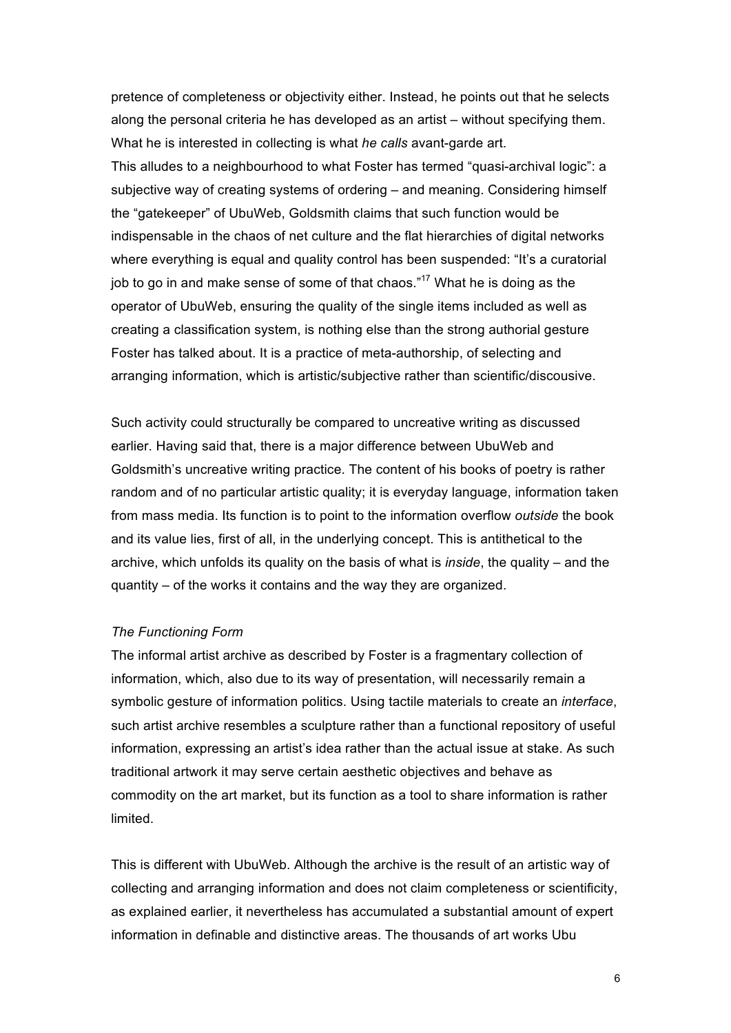pretence of completeness or objectivity either. Instead, he points out that he selects along the personal criteria he has developed as an artist – without specifying them. What he is interested in collecting is what *he calls* avant-garde art.
This alludes to a neighbourhood to what Foster has termed "quasi-archival logic": a subjective way of creating systems of ordering – and meaning. Considering himself the "gatekeeper" of UbuWeb, Goldsmith claims that such function would be indispensable in the chaos of net culture and the flat hierarchies of digital networks where everything is equal and quality control has been suspended: "It's a curatorial job to go in and make sense of some of that chaos."[17] What he is doing as the operator of UbuWeb, ensuring the quality of the single items included as well as creating a classification system, is nothing else than the strong authorial gesture Foster has talked about. It is a practice of meta-authorship, of selecting and arranging information, which is artistic/subjective rather than scientific/discousive.

Such activity could structurally be compared to uncreative writing as discussed earlier. Having said that, there is a major difference between UbuWeb and Goldsmith's uncreative writing practice. The content of his books of poetry is rather random and of no particular artistic quality; it is everyday language, information taken from mass media. Its function is to point to the information overflow *outside* the book and its value lies, first of all, in the underlying concept. This is antithetical to the archive, which unfolds its quality on the basis of what is *inside*, the quality – and the quantity – of the works it contains and the way they are organized.

*The Functioning Form*

The informal artist archive as described by Foster is a fragmentary collection of information, which, also due to its way of presentation, will necessarily remain a symbolic gesture of information politics. Using tactile materials to create an *interface*, such artist archive resembles a sculpture rather than a functional repository of useful information, expressing an artist's idea rather than the actual issue at stake. As such traditional artwork it may serve certain aesthetic objectives and behave as commodity on the art market, but its function as a tool to share information is rather limited.

This is different with UbuWeb. Although the archive is the result of an artistic way of collecting and arranging information and does not claim completeness or scientificity, as explained earlier, it nevertheless has accumulated a substantial amount of expert information in definable and distinctive areas. The thousands of art works Ubu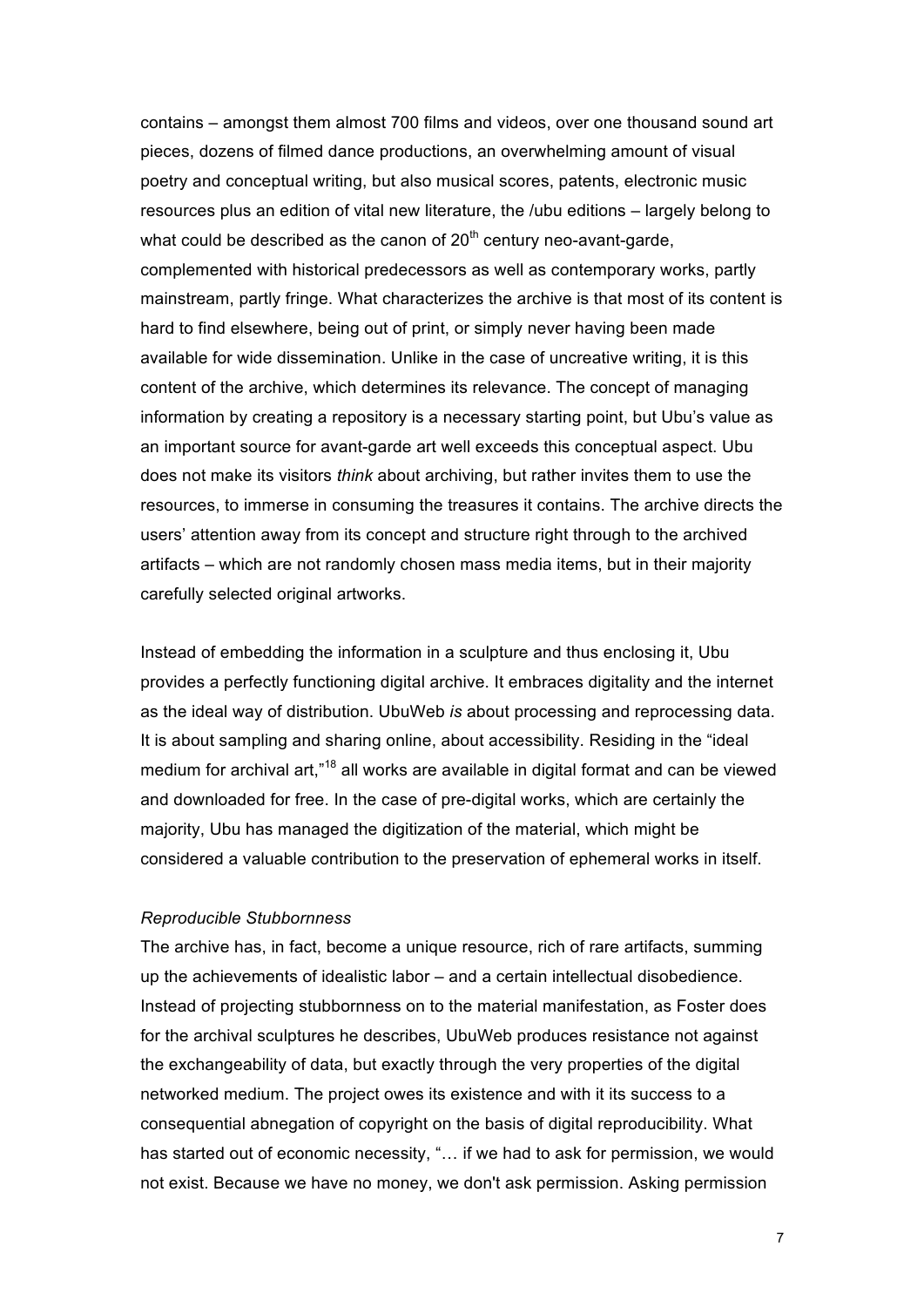contains – amongst them almost 700 films and videos, over one thousand sound art pieces, dozens of filmed dance productions, an overwhelming amount of visual poetry and conceptual writing, but also musical scores, patents, electronic music resources plus an edition of vital new literature, the /ubu editions – largely belong to what could be described as the canon of 20th century neo-avant-garde, complemented with historical predecessors as well as contemporary works, partly mainstream, partly fringe. What characterizes the archive is that most of its content is hard to find elsewhere, being out of print, or simply never having been made available for wide dissemination. Unlike in the case of uncreative writing, it is this content of the archive, which determines its relevance. The concept of managing information by creating a repository is a necessary starting point, but Ubu's value as an important source for avant-garde art well exceeds this conceptual aspect. Ubu does not make its visitors *think* about archiving, but rather invites them to use the resources, to immerse in consuming the treasures it contains. The archive directs the users' attention away from its concept and structure right through to the archived artifacts – which are not randomly chosen mass media items, but in their majority carefully selected original artworks.

Instead of embedding the information in a sculpture and thus enclosing it, Ubu provides a perfectly functioning digital archive. It embraces digitality and the internet as the ideal way of distribution. UbuWeb *is* about processing and reprocessing data. It is about sampling and sharing online, about accessibility. Residing in the "ideal medium for archival art,"[18] all works are available in digital format and can be viewed and downloaded for free. In the case of pre-digital works, which are certainly the majority, Ubu has managed the digitization of the material, which might be considered a valuable contribution to the preservation of ephemeral works in itself.

*Reproducible Stubbornness*

The archive has, in fact, become a unique resource, rich of rare artifacts, summing up the achievements of idealistic labor – and a certain intellectual disobedience. Instead of projecting stubbornness on to the material manifestation, as Foster does for the archival sculptures he describes, UbuWeb produces resistance not against the exchangeability of data, but exactly through the very properties of the digital networked medium. The project owes its existence and with it its success to a consequential abnegation of copyright on the basis of digital reproducibility. What has started out of economic necessity, "… if we had to ask for permission, we would not exist. Because we have no money, we don't ask permission. Asking permission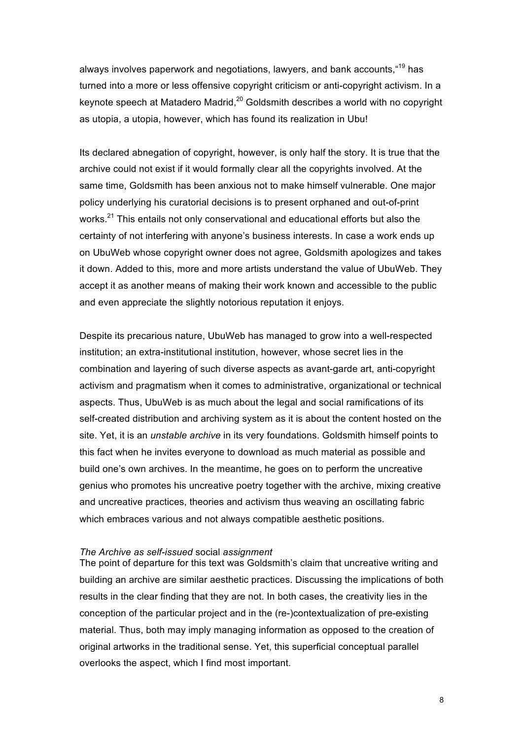always involves paperwork and negotiations, lawyers, and bank accounts,"[19] has turned into a more or less offensive copyright criticism or anti-copyright activism. In a keynote speech at Matadero Madrid,[20] Goldsmith describes a world with no copyright as utopia, a utopia, however, which has found its realization in Ubu!

Its declared abnegation of copyright, however, is only half the story. It is true that the archive could not exist if it would formally clear all the copyrights involved. At the same time, Goldsmith has been anxious not to make himself vulnerable. One major policy underlying his curatorial decisions is to present orphaned and out-of-print works.[21] This entails not only conservational and educational efforts but also the certainty of not interfering with anyone's business interests. In case a work ends up on UbuWeb whose copyright owner does not agree, Goldsmith apologizes and takes it down. Added to this, more and more artists understand the value of UbuWeb. They accept it as another means of making their work known and accessible to the public and even appreciate the slightly notorious reputation it enjoys.

Despite its precarious nature, UbuWeb has managed to grow into a well-respected institution; an extra-institutional institution, however, whose secret lies in the combination and layering of such diverse aspects as avant-garde art, anti-copyright activism and pragmatism when it comes to administrative, organizational or technical aspects. Thus, UbuWeb is as much about the legal and social ramifications of its self-created distribution and archiving system as it is about the content hosted on the site. Yet, it is an *unstable archive* in its very foundations. Goldsmith himself points to this fact when he invites everyone to download as much material as possible and build one's own archives. In the meantime, he goes on to perform the uncreative genius who promotes his uncreative poetry together with the archive, mixing creative and uncreative practices, theories and activism thus weaving an oscillating fabric which embraces various and not always compatible aesthetic positions.

*The Archive as self-issued* social *assignment*

The point of departure for this text was Goldsmith's claim that uncreative writing and building an archive are similar aesthetic practices. Discussing the implications of both results in the clear finding that they are not. In both cases, the creativity lies in the conception of the particular project and in the (re-)contextualization of pre-existing material. Thus, both may imply managing information as opposed to the creation of original artworks in the traditional sense. Yet, this superficial conceptual parallel overlooks the aspect, which I find most important.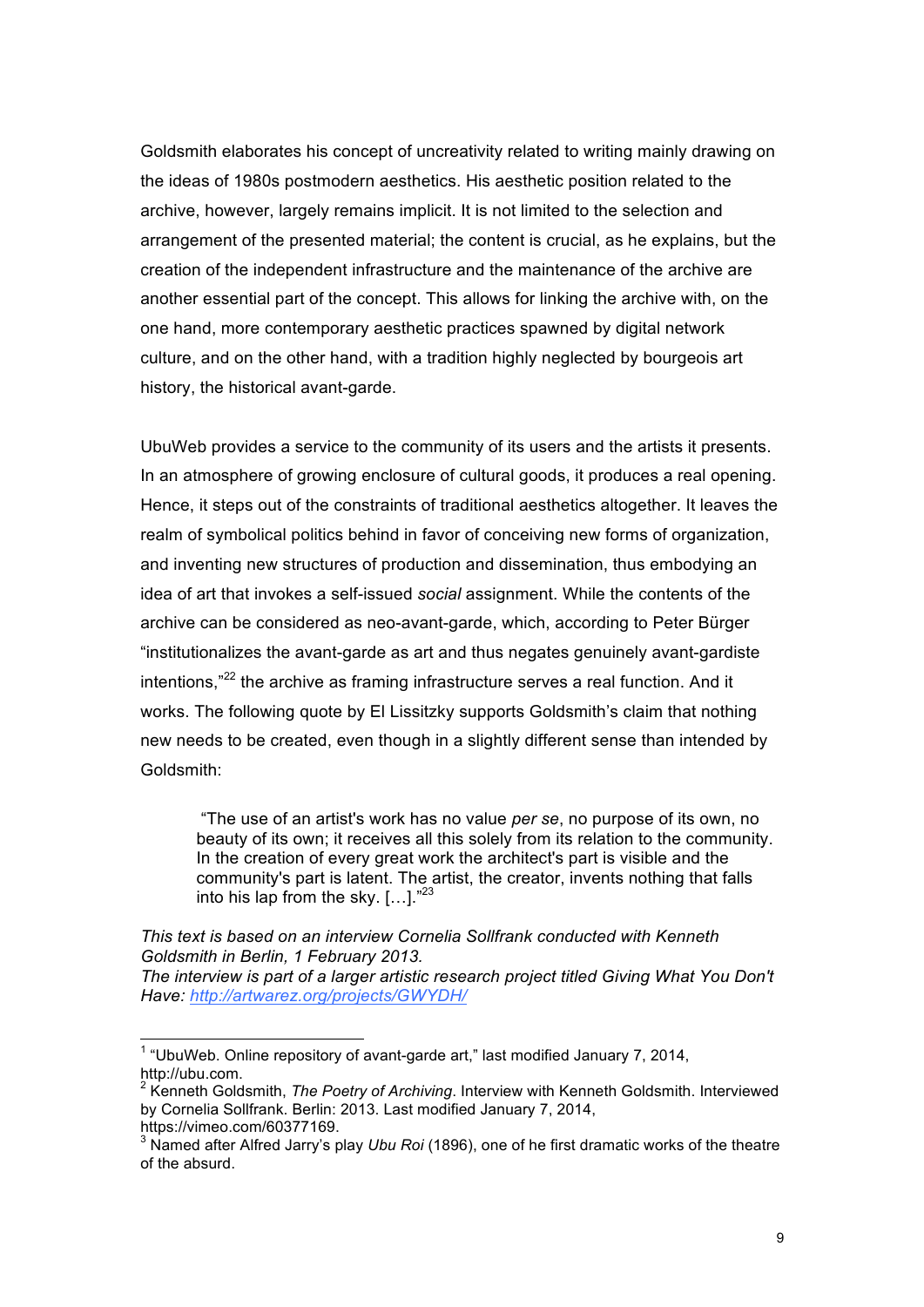Goldsmith elaborates his concept of uncreativity related to writing mainly drawing on the ideas of 1980s postmodern aesthetics. His aesthetic position related to the archive, however, largely remains implicit. It is not limited to the selection and arrangement of the presented material; the content is crucial, as he explains, but the creation of the independent infrastructure and the maintenance of the archive are another essential part of the concept. This allows for linking the archive with, on the one hand, more contemporary aesthetic practices spawned by digital network culture, and on the other hand, with a tradition highly neglected by bourgeois art history, the historical avant-garde.

UbuWeb provides a service to the community of its users and the artists it presents. In an atmosphere of growing enclosure of cultural goods, it produces a real opening. Hence, it steps out of the constraints of traditional aesthetics altogether. It leaves the realm of symbolical politics behind in favor of conceiving new forms of organization, and inventing new structures of production and dissemination, thus embodying an idea of art that invokes a self-issued *social* assignment. While the contents of the archive can be considered as neo-avant-garde, which, according to Peter Bürger "institutionalizes the avant-garde as art and thus negates genuinely avant-gardiste intentions,"[22] the archive as framing infrastructure serves a real function. And it works. The following quote by El Lissitzky supports Goldsmith's claim that nothing new needs to be created, even though in a slightly different sense than intended by Goldsmith:

> "The use of an artist's work has no value *per se*, no purpose of its own, no beauty of its own; it receives all this solely from its relation to the community. In the creation of every great work the architect's part is visible and the community's part is latent. The artist, the creator, invents nothing that falls into his lap from the sky. [...]."[23]

*This text is based on an interview Cornelia Sollfrank conducted with Kenneth Goldsmith in Berlin, 1 February 2013.*
*The interview is part of a larger artistic research project titled Giving What You Don't Have: [http://artwarez.org/projects/GWYDH/](http://artwarez.org/projects/GWYDH/)*

---

[1] "UbuWeb. Online repository of avant-garde art," last modified January 7, 2014, http://ubu.com.

[2] Kenneth Goldsmith, *The Poetry of Archiving*. Interview with Kenneth Goldsmith. Interviewed by Cornelia Sollfrank. Berlin: 2013. Last modified January 7, 2014, https://vimeo.com/60377169.

[3] Named after Alfred Jarry's play *Ubu Roi* (1896), one of he first dramatic works of the theatre of the absurd.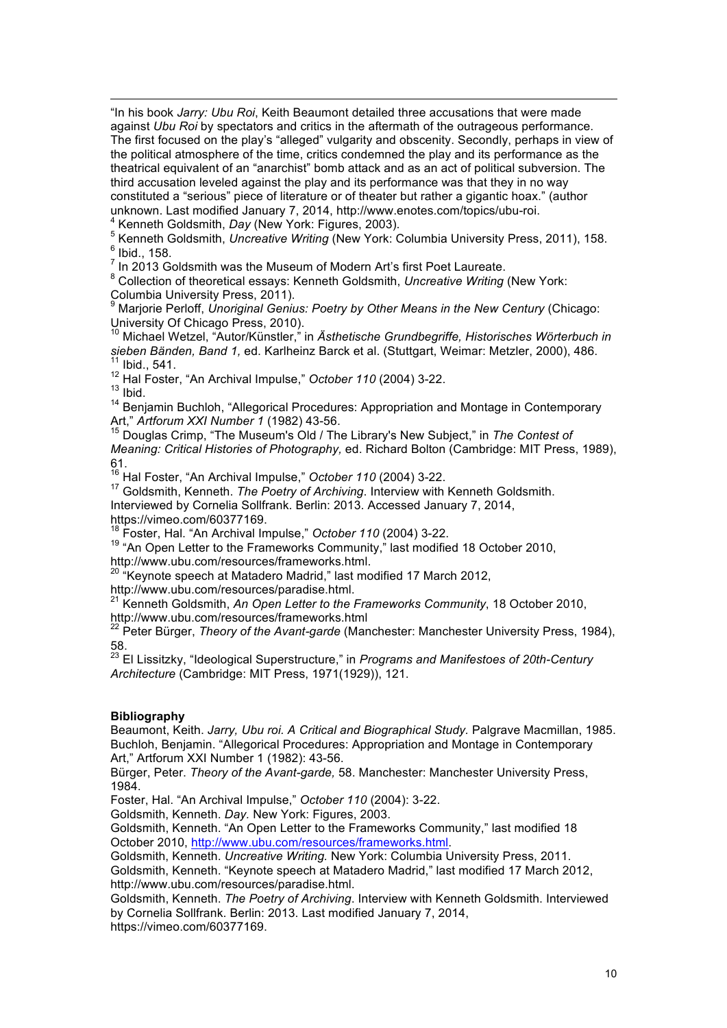"In his book *Jarry: Ubu Roi*, Keith Beaumont detailed three accusations that were made against *Ubu Roi* by spectators and critics in the aftermath of the outrageous performance. The first focused on the play's "alleged" vulgarity and obscenity. Secondly, perhaps in view of the political atmosphere of the time, critics condemned the play and its performance as the theatrical equivalent of an "anarchist" bomb attack and as an act of political subversion. The third accusation leveled against the play and its performance was that they in no way constituted a "serious" piece of literature or of theater but rather a gigantic hoax." (author unknown. Last modified January 7, 2014, http://www.enotes.com/topics/ubu-roi.

[4] Kenneth Goldsmith, *Day* (New York: Figures, 2003).

[5] Kenneth Goldsmith, *Uncreative Writing* (New York: Columbia University Press, 2011), 158.

[6] Ibid., 158.

[7] In 2013 Goldsmith was the Museum of Modern Art's first Poet Laureate.

[8] Collection of theoretical essays: Kenneth Goldsmith, *Uncreative Writing* (New York: Columbia University Press, 2011).

[9] Marjorie Perloff, *Unoriginal Genius: Poetry by Other Means in the New Century* (Chicago: University Of Chicago Press, 2010).

[10] Michael Wetzel, "Autor/Künstler," in *Ästhetische Grundbegriffe, Historisches Wörterbuch in sieben Bänden, Band 1,* ed. Karlheinz Barck et al. (Stuttgart, Weimar: Metzler, 2000), 486.

[11] Ibid., 541.

[12] Hal Foster, "An Archival Impulse," *October 110* (2004) 3-22.

[13] Ibid.

[14] Benjamin Buchloh, "Allegorical Procedures: Appropriation and Montage in Contemporary Art," *Artforum XXI Number 1* (1982) 43-56.

[15] Douglas Crimp, "The Museum's Old / The Library's New Subject," in *The Contest of Meaning: Critical Histories of Photography,* ed. Richard Bolton (Cambridge: MIT Press, 1989), 61.

[16] Hal Foster, "An Archival Impulse," *October 110* (2004) 3-22.

[17] Goldsmith, Kenneth. *The Poetry of Archiving*. Interview with Kenneth Goldsmith. Interviewed by Cornelia Sollfrank. Berlin: 2013. Accessed January 7, 2014, https://vimeo.com/60377169.

[18] Foster, Hal. "An Archival Impulse," *October 110* (2004) 3-22.

[19] "An Open Letter to the Frameworks Community," last modified 18 October 2010, http://www.ubu.com/resources/frameworks.html.

[20] "Keynote speech at Matadero Madrid," last modified 17 March 2012, http://www.ubu.com/resources/paradise.html.

[21] Kenneth Goldsmith, *An Open Letter to the Frameworks Community*, 18 October 2010, http://www.ubu.com/resources/frameworks.html

[22] Peter Bürger, *Theory of the Avant-garde* (Manchester: Manchester University Press, 1984), 58.

[23] El Lissitzky, "Ideological Superstructure," in *Programs and Manifestoes of 20th-Century Architecture* (Cambridge: MIT Press, 1971(1929)), 121.

**Bibliography**

Beaumont, Keith. *Jarry, Ubu roi. A Critical and Biographical Study.* Palgrave Macmillan, 1985.

Buchloh, Benjamin. "Allegorical Procedures: Appropriation and Montage in Contemporary Art," Artforum XXI Number 1 (1982): 43-56.

Bürger, Peter. *Theory of the Avant-garde,* 58. Manchester: Manchester University Press, 1984.

Foster, Hal. "An Archival Impulse," *October 110* (2004): 3-22.

Goldsmith, Kenneth. *Day.* New York: Figures, 2003.

Goldsmith, Kenneth. "An Open Letter to the Frameworks Community," last modified 18 October 2010, http://www.ubu.com/resources/frameworks.html.

Goldsmith, Kenneth. *Uncreative Writing.* New York: Columbia University Press, 2011.

Goldsmith, Kenneth. "Keynote speech at Matadero Madrid," last modified 17 March 2012, http://www.ubu.com/resources/paradise.html.

Goldsmith, Kenneth. *The Poetry of Archiving*. Interview with Kenneth Goldsmith. Interviewed by Cornelia Sollfrank. Berlin: 2013. Last modified January 7, 2014, https://vimeo.com/60377169.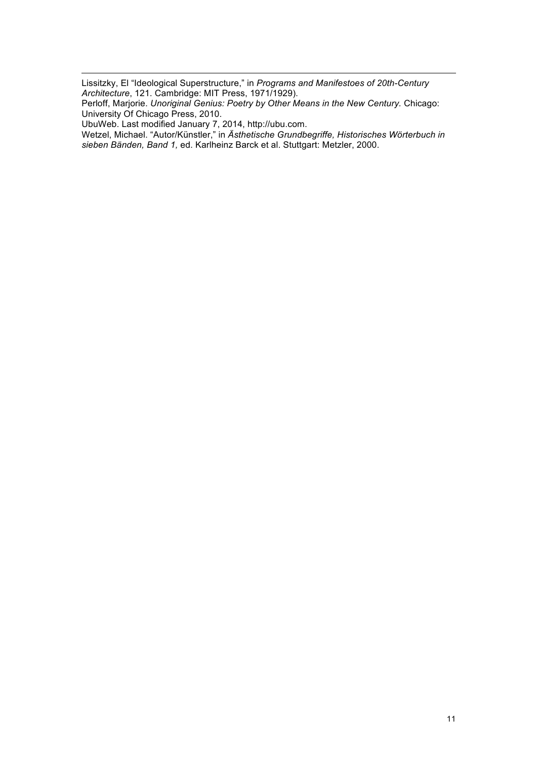Lissitzky, El "Ideological Superstructure," in *Programs and Manifestoes of 20th-Century Architecture*, 121. Cambridge: MIT Press, 1971/1929).

Perloff, Marjorie. *Unoriginal Genius: Poetry by Other Means in the New Century.* Chicago: University Of Chicago Press, 2010.

UbuWeb. Last modified January 7, 2014, http://ubu.com.

Wetzel, Michael. "Autor/Künstler," in *Ästhetische Grundbegriffe, Historisches Wörterbuch in sieben Bänden, Band 1,* ed. Karlheinz Barck et al. Stuttgart: Metzler, 2000.